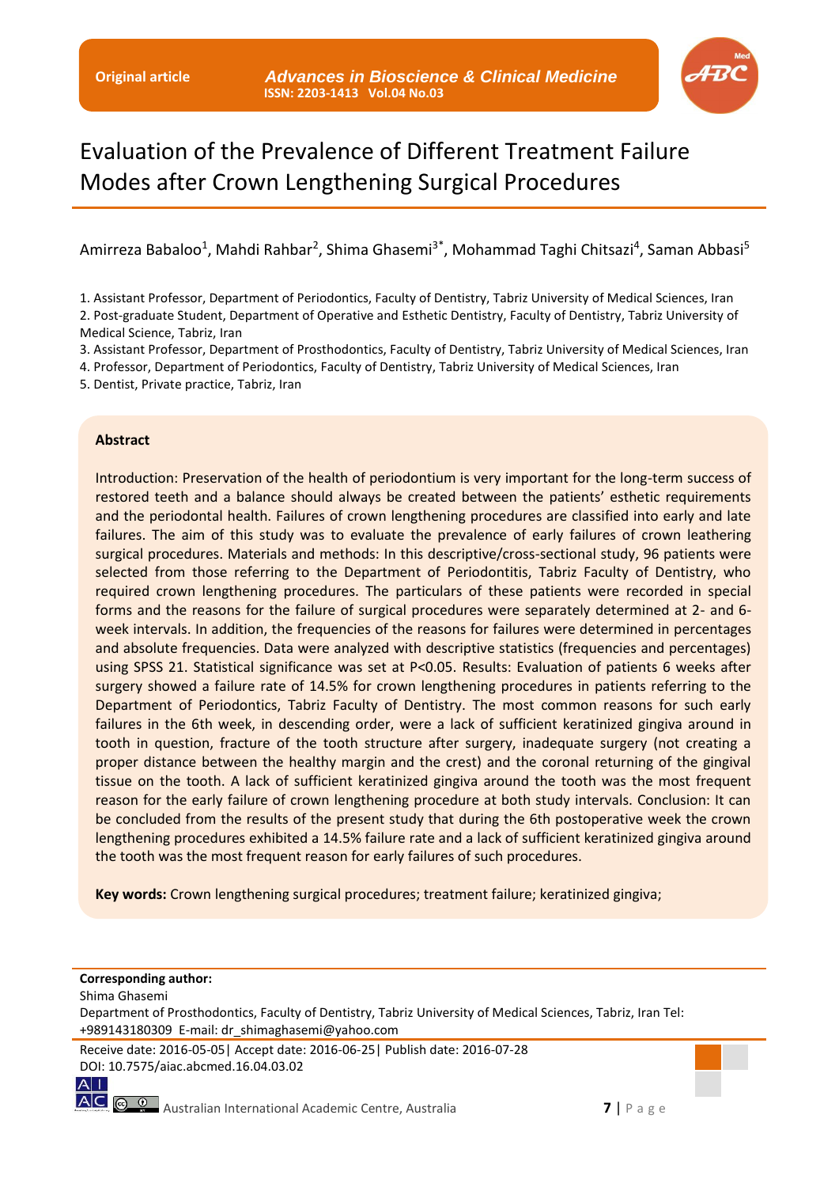Original article

*Advances in Bioscience & Clinical Medicine*
ISSN: 2203-1413 Vol.04 No.03

# Evaluation of the Prevalence of Different Treatment Failure Modes after Crown Lengthening Surgical Procedures

Amirreza Babaloo[1], Mahdi Rahbar[2], Shima Ghasemi[3*], Mohammad Taghi Chitsazi[4], Saman Abbasi[5]

1. Assistant Professor, Department of Periodontics, Faculty of Dentistry, Tabriz University of Medical Sciences, Iran
2. Post-graduate Student, Department of Operative and Esthetic Dentistry, Faculty of Dentistry, Tabriz University of Medical Science, Tabriz, Iran
3. Assistant Professor, Department of Prosthodontics, Faculty of Dentistry, Tabriz University of Medical Sciences, Iran
4. Professor, Department of Periodontics, Faculty of Dentistry, Tabriz University of Medical Sciences, Iran
5. Dentist, Private practice, Tabriz, Iran

## Abstract

Introduction: Preservation of the health of periodontium is very important for the long-term success of restored teeth and a balance should always be created between the patients' esthetic requirements and the periodontal health. Failures of crown lengthening procedures are classified into early and late failures. The aim of this study was to evaluate the prevalence of early failures of crown leathering surgical procedures. Materials and methods: In this descriptive/cross-sectional study, 96 patients were selected from those referring to the Department of Periodontitis, Tabriz Faculty of Dentistry, who required crown lengthening procedures. The particulars of these patients were recorded in special forms and the reasons for the failure of surgical procedures were separately determined at 2- and 6-week intervals. In addition, the frequencies of the reasons for failures were determined in percentages and absolute frequencies. Data were analyzed with descriptive statistics (frequencies and percentages) using SPSS 21. Statistical significance was set at $P<0.05$. Results: Evaluation of patients 6 weeks after surgery showed a failure rate of 14.5% for crown lengthening procedures in patients referring to the Department of Periodontics, Tabriz Faculty of Dentistry. The most common reasons for such early failures in the 6th week, in descending order, were a lack of sufficient keratinized gingiva around in tooth in question, fracture of the tooth structure after surgery, inadequate surgery (not creating a proper distance between the healthy margin and the crest) and the coronal returning of the gingival tissue on the tooth. A lack of sufficient keratinized gingiva around the tooth was the most frequent reason for the early failure of crown lengthening procedure at both study intervals. Conclusion: It can be concluded from the results of the present study that during the 6th postoperative week the crown lengthening procedures exhibited a 14.5% failure rate and a lack of sufficient keratinized gingiva around the tooth was the most frequent reason for early failures of such procedures.

**Key words:** Crown lengthening surgical procedures; treatment failure; keratinized gingiva;

**Corresponding author:**
Shima Ghasemi
Department of Prosthodontics, Faculty of Dentistry, Tabriz University of Medical Sciences, Tabriz, Iran Tel: +989143180309 E-mail: dr_shimaghasemi@yahoo.com

Receive date: 2016-05-05| Accept date: 2016-06-25| Publish date: 2016-07-28
DOI: 10.7575/aiac.abcmed.16.04.03.02

Australian International Academic Centre, Australia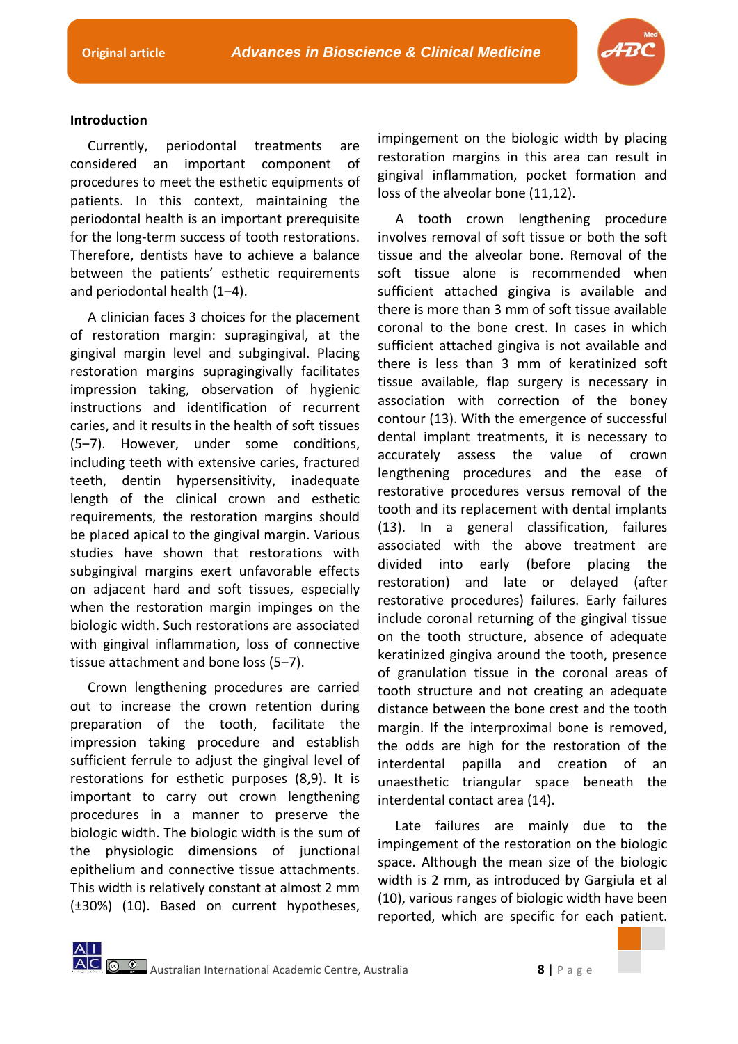## Introduction

Currently, periodontal treatments are considered an important component of procedures to meet the esthetic equipments of patients. In this context, maintaining the periodontal health is an important prerequisite for the long-term success of tooth restorations. Therefore, dentists have to achieve a balance between the patients' esthetic requirements and periodontal health (1–4).

A clinician faces 3 choices for the placement of restoration margin: supragingival, at the gingival margin level and subgingival. Placing restoration margins supragingivally facilitates impression taking, observation of hygienic instructions and identification of recurrent caries, and it results in the health of soft tissues (5–7). However, under some conditions, including teeth with extensive caries, fractured teeth, dentin hypersensitivity, inadequate length of the clinical crown and esthetic requirements, the restoration margins should be placed apical to the gingival margin. Various studies have shown that restorations with subgingival margins exert unfavorable effects on adjacent hard and soft tissues, especially when the restoration margin impinges on the biologic width. Such restorations are associated with gingival inflammation, loss of connective tissue attachment and bone loss (5–7).

Crown lengthening procedures are carried out to increase the crown retention during preparation of the tooth, facilitate the impression taking procedure and establish sufficient ferrule to adjust the gingival level of restorations for esthetic purposes (8,9). It is important to carry out crown lengthening procedures in a manner to preserve the biologic width. The biologic width is the sum of the physiologic dimensions of junctional epithelium and connective tissue attachments. This width is relatively constant at almost 2 mm (±30%) (10). Based on current hypotheses, impingement on the biologic width by placing restoration margins in this area can result in gingival inflammation, pocket formation and loss of the alveolar bone (11,12).

A tooth crown lengthening procedure involves removal of soft tissue or both the soft tissue and the alveolar bone. Removal of the soft tissue alone is recommended when sufficient attached gingiva is available and there is more than 3 mm of soft tissue available coronal to the bone crest. In cases in which sufficient attached gingiva is not available and there is less than 3 mm of keratinized soft tissue available, flap surgery is necessary in association with correction of the boney contour (13). With the emergence of successful dental implant treatments, it is necessary to accurately assess the value of crown lengthening procedures and the ease of restorative procedures versus removal of the tooth and its replacement with dental implants (13). In a general classification, failures associated with the above treatment are divided into early (before placing the restoration) and late or delayed (after restorative procedures) failures. Early failures include coronal returning of the gingival tissue on the tooth structure, absence of adequate keratinized gingiva around the tooth, presence of granulation tissue in the coronal areas of tooth structure and not creating an adequate distance between the bone crest and the tooth margin. If the interproximal bone is removed, the odds are high for the restoration of the interdental papilla and creation of an unaesthetic triangular space beneath the interdental contact area (14).

Late failures are mainly due to the impingement of the restoration on the biologic space. Although the mean size of the biologic width is 2 mm, as introduced by Gargiula et al (10), various ranges of biologic width have been reported, which are specific for each patient.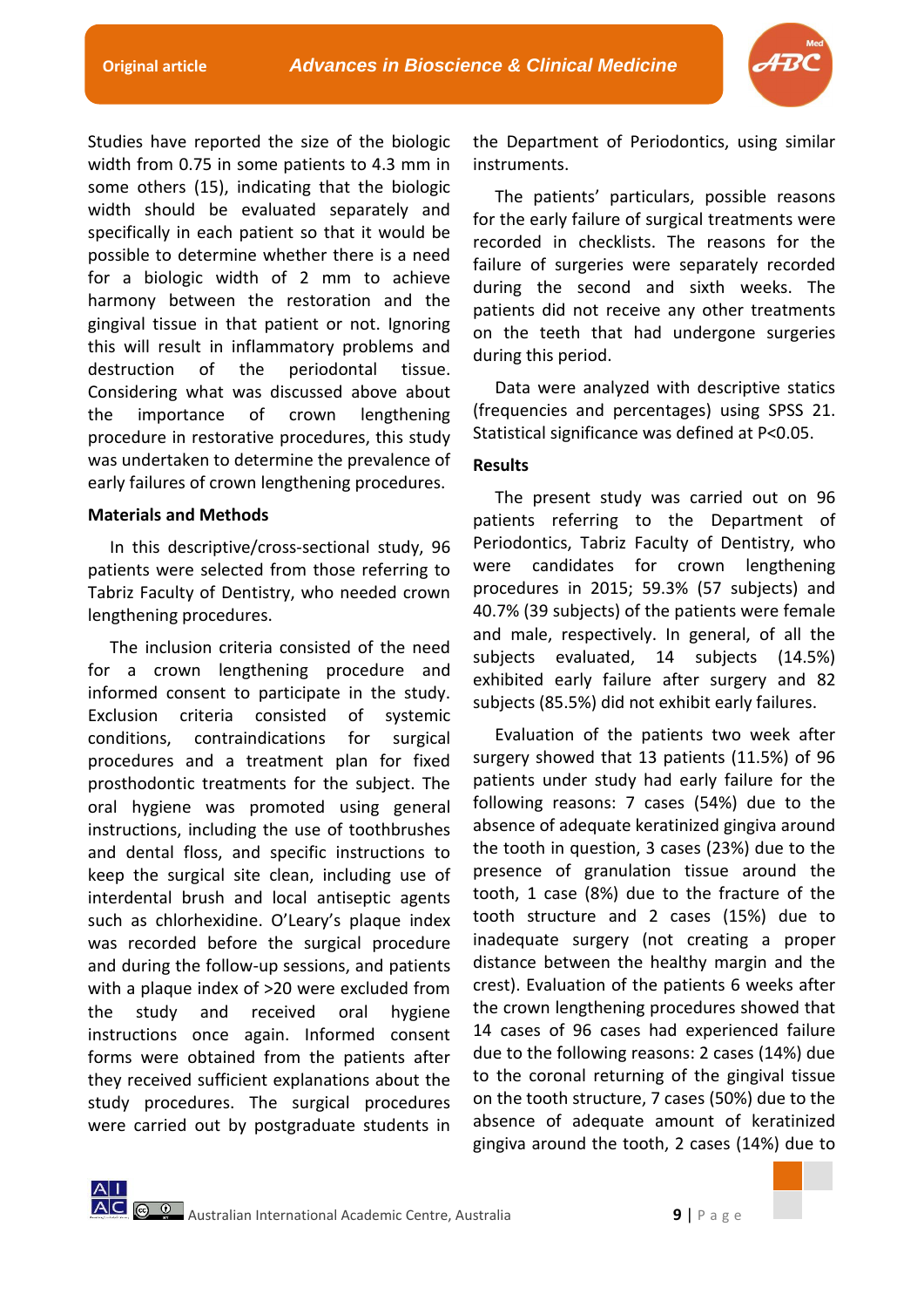Studies have reported the size of the biologic width from 0.75 in some patients to 4.3 mm in some others (15), indicating that the biologic width should be evaluated separately and specifically in each patient so that it would be possible to determine whether there is a need for a biologic width of 2 mm to achieve harmony between the restoration and the gingival tissue in that patient or not. Ignoring this will result in inflammatory problems and destruction of the periodontal tissue. Considering what was discussed above about the importance of crown lengthening procedure in restorative procedures, this study was undertaken to determine the prevalence of early failures of crown lengthening procedures.

## Materials and Methods

In this descriptive/cross-sectional study, 96 patients were selected from those referring to Tabriz Faculty of Dentistry, who needed crown lengthening procedures.

The inclusion criteria consisted of the need for a crown lengthening procedure and informed consent to participate in the study. Exclusion criteria consisted of systemic conditions, contraindications for surgical procedures and a treatment plan for fixed prosthodontic treatments for the subject. The oral hygiene was promoted using general instructions, including the use of toothbrushes and dental floss, and specific instructions to keep the surgical site clean, including use of interdental brush and local antiseptic agents such as chlorhexidine. O'Leary's plaque index was recorded before the surgical procedure and during the follow-up sessions, and patients with a plaque index of >20 were excluded from the study and received oral hygiene instructions once again. Informed consent forms were obtained from the patients after they received sufficient explanations about the study procedures. The surgical procedures were carried out by postgraduate students in the Department of Periodontics, using similar instruments.

The patients' particulars, possible reasons for the early failure of surgical treatments were recorded in checklists. The reasons for the failure of surgeries were separately recorded during the second and sixth weeks. The patients did not receive any other treatments on the teeth that had undergone surgeries during this period.

Data were analyzed with descriptive statics (frequencies and percentages) using SPSS 21. Statistical significance was defined at $P<0.05$.

## Results

The present study was carried out on 96 patients referring to the Department of Periodontics, Tabriz Faculty of Dentistry, who were candidates for crown lengthening procedures in 2015; 59.3% (57 subjects) and 40.7% (39 subjects) of the patients were female and male, respectively. In general, of all the subjects evaluated, 14 subjects (14.5%) exhibited early failure after surgery and 82 subjects (85.5%) did not exhibit early failures.

Evaluation of the patients two week after surgery showed that 13 patients (11.5%) of 96 patients under study had early failure for the following reasons: 7 cases (54%) due to the absence of adequate keratinized gingiva around the tooth in question, 3 cases (23%) due to the presence of granulation tissue around the tooth, 1 case (8%) due to the fracture of the tooth structure and 2 cases (15%) due to inadequate surgery (not creating a proper distance between the healthy margin and the crest). Evaluation of the patients 6 weeks after the crown lengthening procedures showed that 14 cases of 96 cases had experienced failure due to the following reasons: 2 cases (14%) due to the coronal returning of the gingival tissue on the tooth structure, 7 cases (50%) due to the absence of adequate amount of keratinized gingiva around the tooth, 2 cases (14%) due to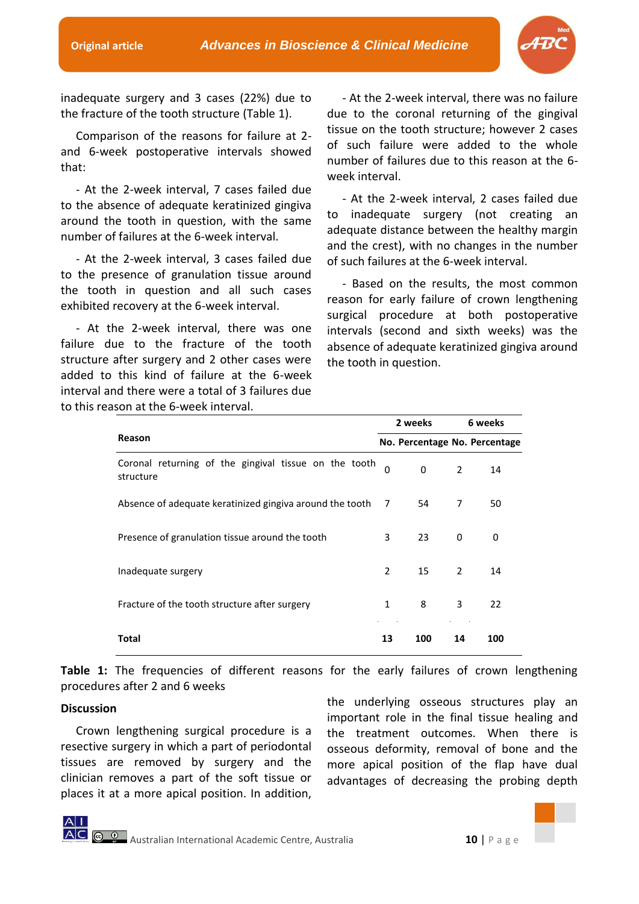inadequate surgery and 3 cases (22%) due to the fracture of the tooth structure (Table 1).

Comparison of the reasons for failure at 2- and 6-week postoperative intervals showed that:

- At the 2-week interval, 7 cases failed due to the absence of adequate keratinized gingiva around the tooth in question, with the same number of failures at the 6-week interval.

- At the 2-week interval, 3 cases failed due to the presence of granulation tissue around the tooth in question and all such cases exhibited recovery at the 6-week interval.

- At the 2-week interval, there was one failure due to the fracture of the tooth structure after surgery and 2 other cases were added to this kind of failure at the 6-week interval and there were a total of 3 failures due to this reason at the 6-week interval.

- At the 2-week interval, there was no failure due to the coronal returning of the gingival tissue on the tooth structure; however 2 cases of such failure were added to the whole number of failures due to this reason at the 6-week interval.

- At the 2-week interval, 2 cases failed due to inadequate surgery (not creating an adequate distance between the healthy margin and the crest), with no changes in the number of such failures at the 6-week interval.

- Based on the results, the most common reason for early failure of crown lengthening surgical procedure at both postoperative intervals (second and sixth weeks) was the absence of adequate keratinized gingiva around the tooth in question.

| Reason | 2 weeks | | 6 weeks | |
|---|---|---|---|---|
| | No. | Percentage | No. | Percentage |
| Coronal returning of the gingival tissue on the tooth structure | 0 | 0 | 2 | 14 |
| Absence of adequate keratinized gingiva around the tooth | 7 | 54 | 7 | 50 |
| Presence of granulation tissue around the tooth | 3 | 23 | 0 | 0 |
| Inadequate surgery | 2 | 15 | 2 | 14 |
| Fracture of the tooth structure after surgery | 1 | 8 | 3 | 22 |
| **Total** | **13** | **100** | **14** | **100** |

**Table 1:** The frequencies of different reasons for the early failures of crown lengthening procedures after 2 and 6 weeks

**Discussion**

Crown lengthening surgical procedure is a resective surgery in which a part of periodontal tissues are removed by surgery and the clinician removes a part of the soft tissue or places it at a more apical position. In addition, the underlying osseous structures play an important role in the final tissue healing and the treatment outcomes. When there is osseous deformity, removal of bone and the more apical position of the flap have dual advantages of decreasing the probing depth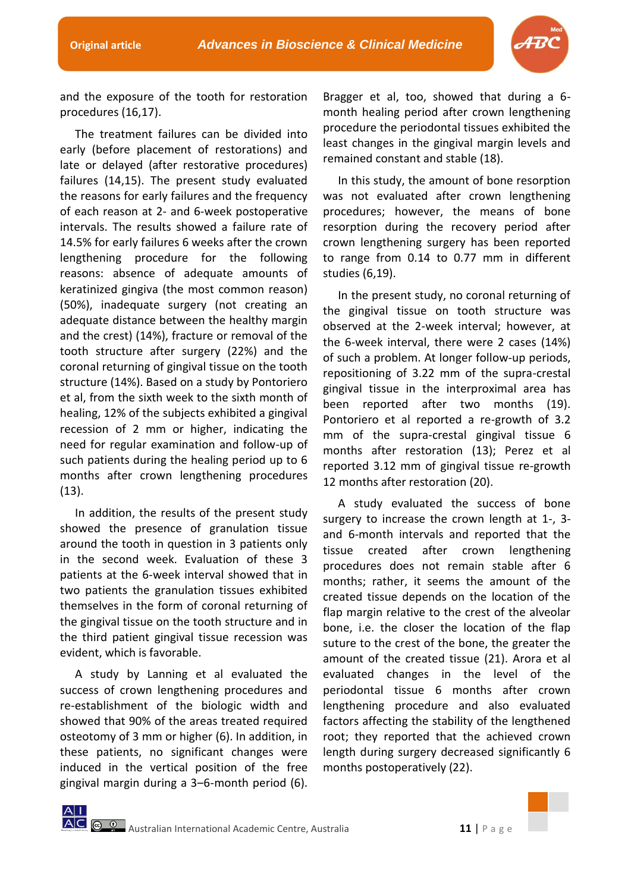and the exposure of the tooth for restoration procedures (16,17).

The treatment failures can be divided into early (before placement of restorations) and late or delayed (after restorative procedures) failures (14,15). The present study evaluated the reasons for early failures and the frequency of each reason at 2- and 6-week postoperative intervals. The results showed a failure rate of 14.5% for early failures 6 weeks after the crown lengthening procedure for the following reasons: absence of adequate amounts of keratinized gingiva (the most common reason) (50%), inadequate surgery (not creating an adequate distance between the healthy margin and the crest) (14%), fracture or removal of the tooth structure after surgery (22%) and the coronal returning of gingival tissue on the tooth structure (14%). Based on a study by Pontoriero et al, from the sixth week to the sixth month of healing, 12% of the subjects exhibited a gingival recession of 2 mm or higher, indicating the need for regular examination and follow-up of such patients during the healing period up to 6 months after crown lengthening procedures (13).

In addition, the results of the present study showed the presence of granulation tissue around the tooth in question in 3 patients only in the second week. Evaluation of these 3 patients at the 6-week interval showed that in two patients the granulation tissues exhibited themselves in the form of coronal returning of the gingival tissue on the tooth structure and in the third patient gingival tissue recession was evident, which is favorable.

A study by Lanning et al evaluated the success of crown lengthening procedures and re-establishment of the biologic width and showed that 90% of the areas treated required osteotomy of 3 mm or higher (6). In addition, in these patients, no significant changes were induced in the vertical position of the free gingival margin during a 3–6-month period (6). Bragger et al, too, showed that during a 6-month healing period after crown lengthening procedure the periodontal tissues exhibited the least changes in the gingival margin levels and remained constant and stable (18).

In this study, the amount of bone resorption was not evaluated after crown lengthening procedures; however, the means of bone resorption during the recovery period after crown lengthening surgery has been reported to range from 0.14 to 0.77 mm in different studies (6,19).

In the present study, no coronal returning of the gingival tissue on tooth structure was observed at the 2-week interval; however, at the 6-week interval, there were 2 cases (14%) of such a problem. At longer follow-up periods, repositioning of 3.22 mm of the supra-crestal gingival tissue in the interproximal area has been reported after two months (19). Pontoriero et al reported a re-growth of 3.2 mm of the supra-crestal gingival tissue 6 months after restoration (13); Perez et al reported 3.12 mm of gingival tissue re-growth 12 months after restoration (20).

A study evaluated the success of bone surgery to increase the crown length at 1-, 3- and 6-month intervals and reported that the tissue created after crown lengthening procedures does not remain stable after 6 months; rather, it seems the amount of the created tissue depends on the location of the flap margin relative to the crest of the alveolar bone, i.e. the closer the location of the flap suture to the crest of the bone, the greater the amount of the created tissue (21). Arora et al evaluated changes in the level of the periodontal tissue 6 months after crown lengthening procedure and also evaluated factors affecting the stability of the lengthened root; they reported that the achieved crown length during surgery decreased significantly 6 months postoperatively (22).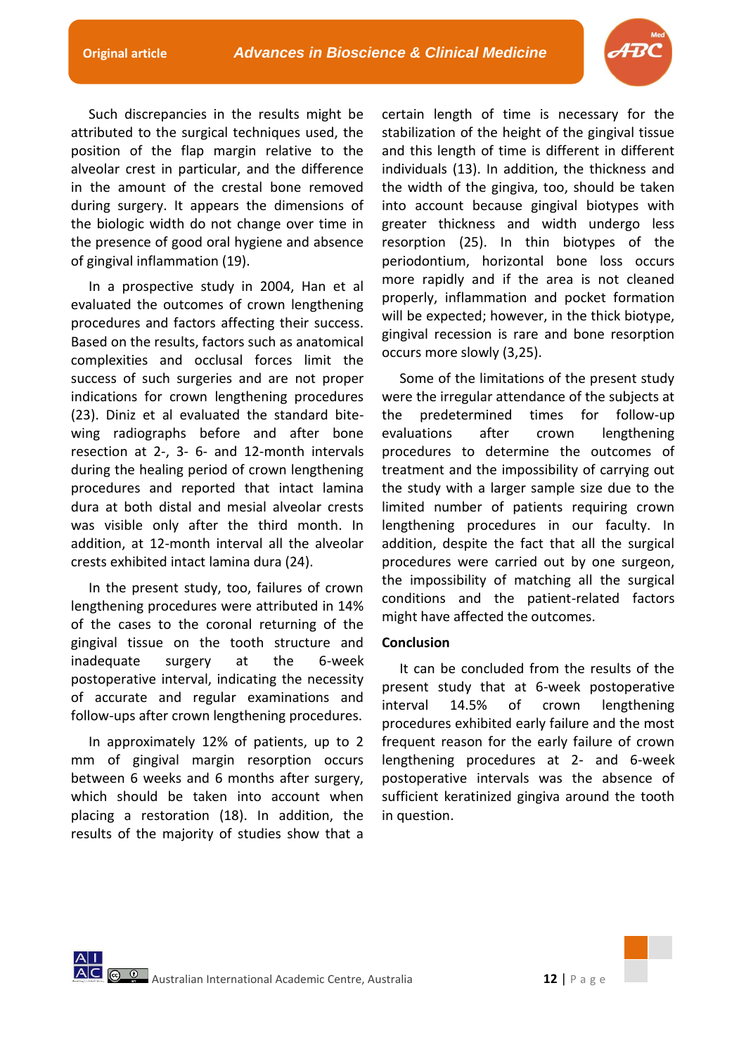Such discrepancies in the results might be attributed to the surgical techniques used, the position of the flap margin relative to the alveolar crest in particular, and the difference in the amount of the crestal bone removed during surgery. It appears the dimensions of the biologic width do not change over time in the presence of good oral hygiene and absence of gingival inflammation (19).

In a prospective study in 2004, Han et al evaluated the outcomes of crown lengthening procedures and factors affecting their success. Based on the results, factors such as anatomical complexities and occlusal forces limit the success of such surgeries and are not proper indications for crown lengthening procedures (23). Diniz et al evaluated the standard bite-wing radiographs before and after bone resection at 2-, 3- 6- and 12-month intervals during the healing period of crown lengthening procedures and reported that intact lamina dura at both distal and mesial alveolar crests was visible only after the third month. In addition, at 12-month interval all the alveolar crests exhibited intact lamina dura (24).

In the present study, too, failures of crown lengthening procedures were attributed in 14% of the cases to the coronal returning of the gingival tissue on the tooth structure and inadequate surgery at the 6-week postoperative interval, indicating the necessity of accurate and regular examinations and follow-ups after crown lengthening procedures.

In approximately 12% of patients, up to 2 mm of gingival margin resorption occurs between 6 weeks and 6 months after surgery, which should be taken into account when placing a restoration (18). In addition, the results of the majority of studies show that a certain length of time is necessary for the stabilization of the height of the gingival tissue and this length of time is different in different individuals (13). In addition, the thickness and the width of the gingiva, too, should be taken into account because gingival biotypes with greater thickness and width undergo less resorption (25). In thin biotypes of the periodontium, horizontal bone loss occurs more rapidly and if the area is not cleaned properly, inflammation and pocket formation will be expected; however, in the thick biotype, gingival recession is rare and bone resorption occurs more slowly (3,25).

Some of the limitations of the present study were the irregular attendance of the subjects at the predetermined times for follow-up evaluations after crown lengthening procedures to determine the outcomes of treatment and the impossibility of carrying out the study with a larger sample size due to the limited number of patients requiring crown lengthening procedures in our faculty. In addition, despite the fact that all the surgical procedures were carried out by one surgeon, the impossibility of matching all the surgical conditions and the patient-related factors might have affected the outcomes.

## Conclusion

It can be concluded from the results of the present study that at 6-week postoperative interval 14.5% of crown lengthening procedures exhibited early failure and the most frequent reason for the early failure of crown lengthening procedures at 2- and 6-week postoperative intervals was the absence of sufficient keratinized gingiva around the tooth in question.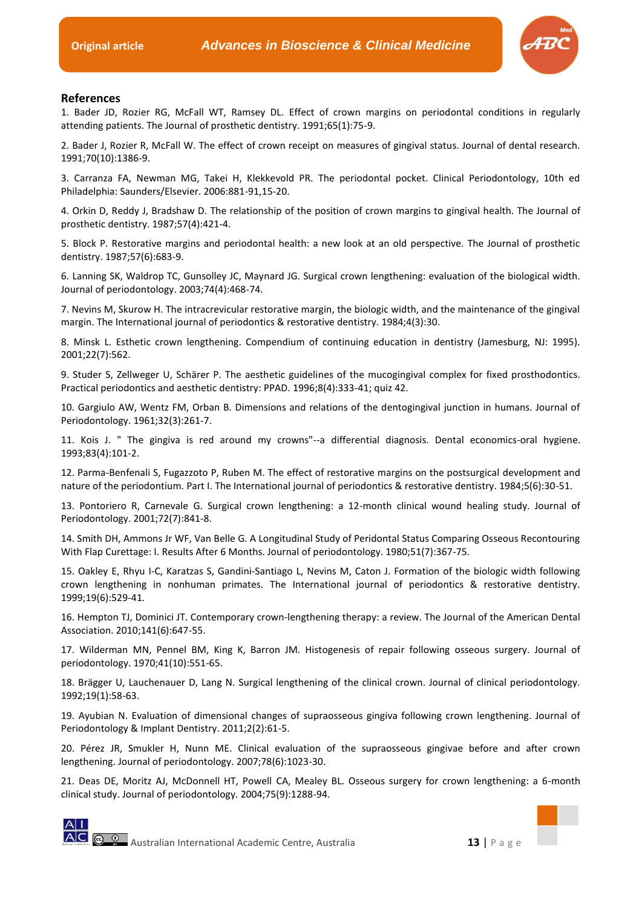## References

1. Bader JD, Rozier RG, McFall WT, Ramsey DL. Effect of crown margins on periodontal conditions in regularly attending patients. The Journal of prosthetic dentistry. 1991;65(1):75-9.

2. Bader J, Rozier R, McFall W. The effect of crown receipt on measures of gingival status. Journal of dental research. 1991;70(10):1386-9.

3. Carranza FA, Newman MG, Takei H, Klekkevold PR. The periodontal pocket. Clinical Periodontology, 10th ed Philadelphia: Saunders/Elsevier. 2006:881-91,15-20.

4. Orkin D, Reddy J, Bradshaw D. The relationship of the position of crown margins to gingival health. The Journal of prosthetic dentistry. 1987;57(4):421-4.

5. Block P. Restorative margins and periodontal health: a new look at an old perspective. The Journal of prosthetic dentistry. 1987;57(6):683-9.

6. Lanning SK, Waldrop TC, Gunsolley JC, Maynard JG. Surgical crown lengthening: evaluation of the biological width. Journal of periodontology. 2003;74(4):468-74.

7. Nevins M, Skurow H. The intracrevicular restorative margin, the biologic width, and the maintenance of the gingival margin. The International journal of periodontics & restorative dentistry. 1984;4(3):30.

8. Minsk L. Esthetic crown lengthening. Compendium of continuing education in dentistry (Jamesburg, NJ: 1995). 2001;22(7):562.

9. Studer S, Zellweger U, Schärer P. The aesthetic guidelines of the mucogingival complex for fixed prosthodontics. Practical periodontics and aesthetic dentistry: PPAD. 1996;8(4):333-41; quiz 42.

10. Gargiulo AW, Wentz FM, Orban B. Dimensions and relations of the dentogingival junction in humans. Journal of Periodontology. 1961;32(3):261-7.

11. Kois J. " The gingiva is red around my crowns"--a differential diagnosis. Dental economics-oral hygiene. 1993;83(4):101-2.

12. Parma-Benfenali S, Fugazzoto P, Ruben M. The effect of restorative margins on the postsurgical development and nature of the periodontium. Part I. The International journal of periodontics & restorative dentistry. 1984;5(6):30-51.

13. Pontoriero R, Carnevale G. Surgical crown lengthening: a 12-month clinical wound healing study. Journal of Periodontology. 2001;72(7):841-8.

14. Smith DH, Ammons Jr WF, Van Belle G. A Longitudinal Study of Peridontal Status Comparing Osseous Recontouring With Flap Curettage: I. Results After 6 Months. Journal of periodontology. 1980;51(7):367-75.

15. Oakley E, Rhyu I-C, Karatzas S, Gandini-Santiago L, Nevins M, Caton J. Formation of the biologic width following crown lengthening in nonhuman primates. The International journal of periodontics & restorative dentistry. 1999;19(6):529-41.

16. Hempton TJ, Dominici JT. Contemporary crown-lengthening therapy: a review. The Journal of the American Dental Association. 2010;141(6):647-55.

17. Wilderman MN, Pennel BM, King K, Barron JM. Histogenesis of repair following osseous surgery. Journal of periodontology. 1970;41(10):551-65.

18. Brägger U, Lauchenauer D, Lang N. Surgical lengthening of the clinical crown. Journal of clinical periodontology. 1992;19(1):58-63.

19. Ayubian N. Evaluation of dimensional changes of supraosseous gingiva following crown lengthening. Journal of Periodontology & Implant Dentistry. 2011;2(2):61-5.

20. Pérez JR, Smukler H, Nunn ME. Clinical evaluation of the supraosseous gingivae before and after crown lengthening. Journal of periodontology. 2007;78(6):1023-30.

21. Deas DE, Moritz AJ, McDonnell HT, Powell CA, Mealey BL. Osseous surgery for crown lengthening: a 6-month clinical study. Journal of periodontology. 2004;75(9):1288-94.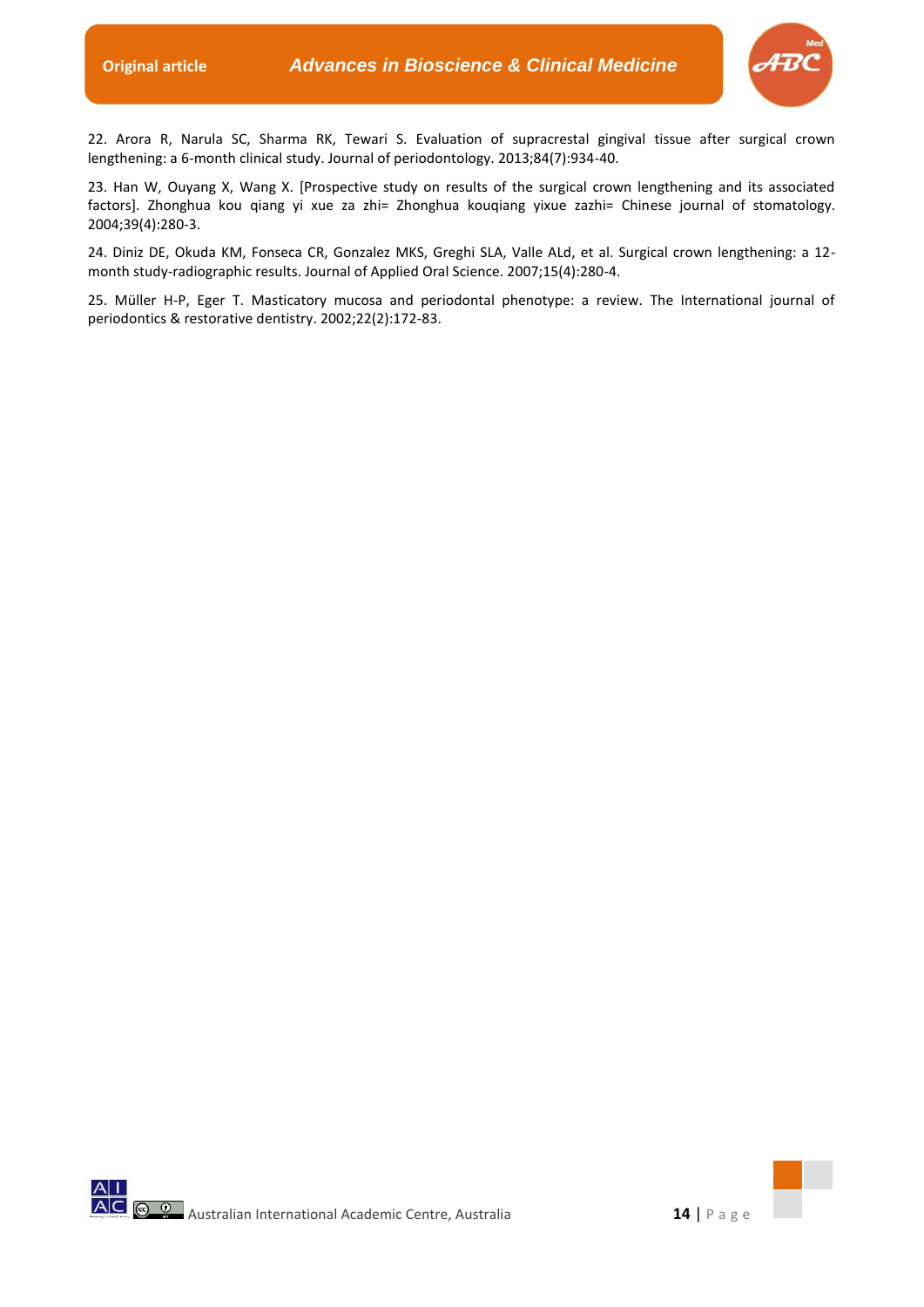22. Arora R, Narula SC, Sharma RK, Tewari S. Evaluation of supracrestal gingival tissue after surgical crown lengthening: a 6-month clinical study. Journal of periodontology. 2013;84(7):934-40.

23. Han W, Ouyang X, Wang X. [Prospective study on results of the surgical crown lengthening and its associated factors]. Zhonghua kou qiang yi xue za zhi= Zhonghua kouqiang yixue zazhi= Chinese journal of stomatology. 2004;39(4):280-3.

24. Diniz DE, Okuda KM, Fonseca CR, Gonzalez MKS, Greghi SLA, Valle ALd, et al. Surgical crown lengthening: a 12-month study-radiographic results. Journal of Applied Oral Science. 2007;15(4):280-4.

25. Müller H-P, Eger T. Masticatory mucosa and periodontal phenotype: a review. The International journal of periodontics & restorative dentistry. 2002;22(2):172-83.